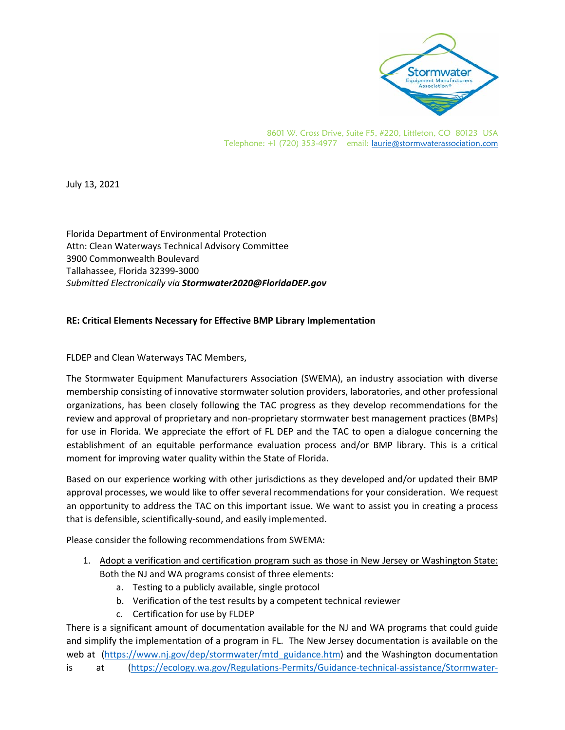Stormwater Equipment Manufacturers Association®

8601 W. Cross Drive, Suite F5, #220, Littleton, CO 80123 USA
Telephone: +1 (720) 353-4977 email: laurie@stormwaterassociation.com

July 13, 2021

Florida Department of Environmental Protection
Attn: Clean Waterways Technical Advisory Committee
3900 Commonwealth Boulevard
Tallahassee, Florida 32399-3000
*Submitted Electronically via* ***Stormwater2020@FloridaDEP.gov***

**RE: Critical Elements Necessary for Effective BMP Library Implementation**

FLDEP and Clean Waterways TAC Members,

The Stormwater Equipment Manufacturers Association (SWEMA), an industry association with diverse membership consisting of innovative stormwater solution providers, laboratories, and other professional organizations, has been closely following the TAC progress as they develop recommendations for the review and approval of proprietary and non-proprietary stormwater best management practices (BMPs) for use in Florida. We appreciate the effort of FL DEP and the TAC to open a dialogue concerning the establishment of an equitable performance evaluation process and/or BMP library. This is a critical moment for improving water quality within the State of Florida.

Based on our experience working with other jurisdictions as they developed and/or updated their BMP approval processes, we would like to offer several recommendations for your consideration. We request an opportunity to address the TAC on this important issue. We want to assist you in creating a process that is defensible, scientifically-sound, and easily implemented.

Please consider the following recommendations from SWEMA:

1. Adopt a verification and certification program such as those in New Jersey or Washington State: Both the NJ and WA programs consist of three elements:
   a. Testing to a publicly available, single protocol
   b. Verification of the test results by a competent technical reviewer
   c. Certification for use by FLDEP

There is a significant amount of documentation available for the NJ and WA programs that could guide and simplify the implementation of a program in FL. The New Jersey documentation is available on the web at (https://www.nj.gov/dep/stormwater/mtd_guidance.htm) and the Washington documentation is at (https://ecology.wa.gov/Regulations-Permits/Guidance-technical-assistance/Stormwater-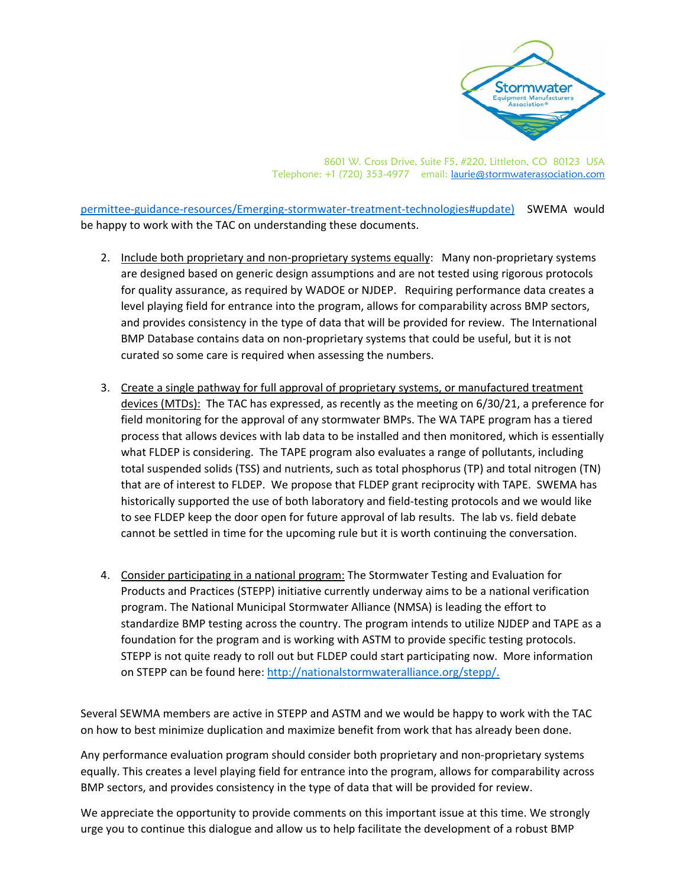8601 W. Cross Drive, Suite F5, #220, Littleton, CO 80123 USA
Telephone: +1 (720) 353-4977 email: laurie@stormwaterassociation.com

permittee-guidance-resources/Emerging-stormwater-treatment-technologies#update) SWEMA would be happy to work with the TAC on understanding these documents.

2. Include both proprietary and non-proprietary systems equally: Many non-proprietary systems are designed based on generic design assumptions and are not tested using rigorous protocols for quality assurance, as required by WADOE or NJDEP. Requiring performance data creates a level playing field for entrance into the program, allows for comparability across BMP sectors, and provides consistency in the type of data that will be provided for review. The International BMP Database contains data on non-proprietary systems that could be useful, but it is not curated so some care is required when assessing the numbers.

3. Create a single pathway for full approval of proprietary systems, or manufactured treatment devices (MTDs): The TAC has expressed, as recently as the meeting on 6/30/21, a preference for field monitoring for the approval of any stormwater BMPs. The WA TAPE program has a tiered process that allows devices with lab data to be installed and then monitored, which is essentially what FLDEP is considering. The TAPE program also evaluates a range of pollutants, including total suspended solids (TSS) and nutrients, such as total phosphorus (TP) and total nitrogen (TN) that are of interest to FLDEP. We propose that FLDEP grant reciprocity with TAPE. SWEMA has historically supported the use of both laboratory and field-testing protocols and we would like to see FLDEP keep the door open for future approval of lab results. The lab vs. field debate cannot be settled in time for the upcoming rule but it is worth continuing the conversation.

4. Consider participating in a national program: The Stormwater Testing and Evaluation for Products and Practices (STEPP) initiative currently underway aims to be a national verification program. The National Municipal Stormwater Alliance (NMSA) is leading the effort to standardize BMP testing across the country. The program intends to utilize NJDEP and TAPE as a foundation for the program and is working with ASTM to provide specific testing protocols. STEPP is not quite ready to roll out but FLDEP could start participating now. More information on STEPP can be found here: http://nationalstormwateralliance.org/stepp/.

Several SEWMA members are active in STEPP and ASTM and we would be happy to work with the TAC on how to best minimize duplication and maximize benefit from work that has already been done.

Any performance evaluation program should consider both proprietary and non-proprietary systems equally. This creates a level playing field for entrance into the program, allows for comparability across BMP sectors, and provides consistency in the type of data that will be provided for review.

We appreciate the opportunity to provide comments on this important issue at this time. We strongly urge you to continue this dialogue and allow us to help facilitate the development of a robust BMP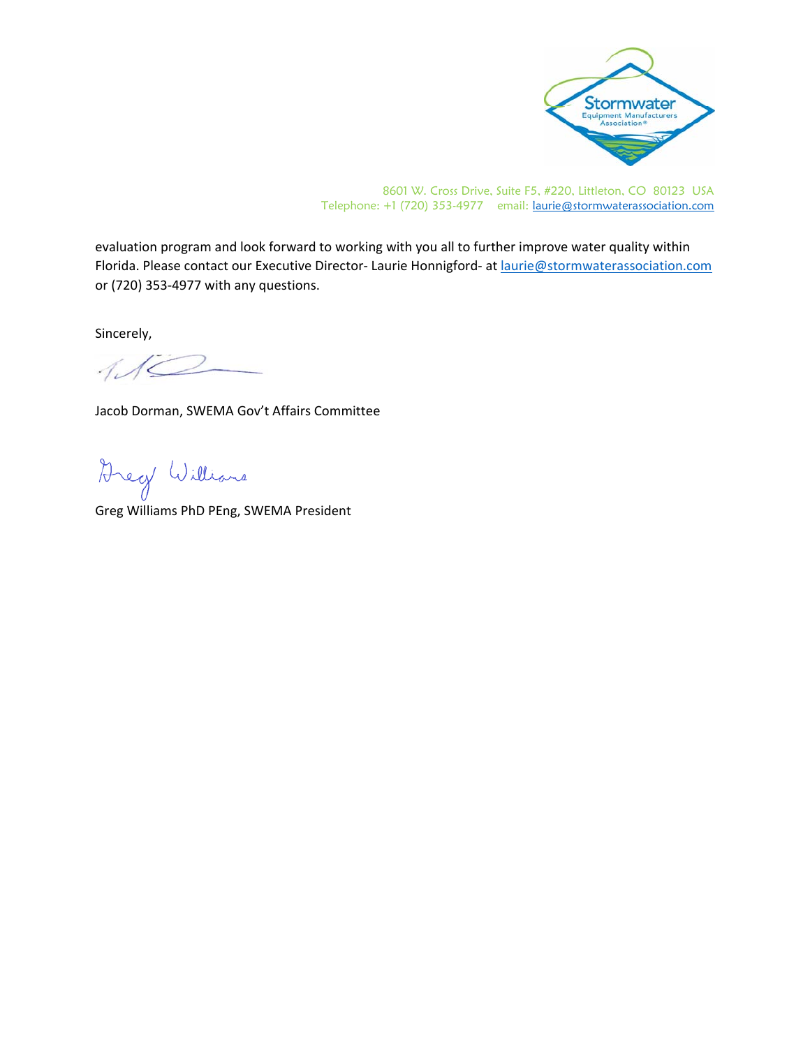8601 W. Cross Drive, Suite F5, #220, Littleton, CO 80123 USA
Telephone: +1 (720) 353-4977 email: laurie@stormwaterassociation.com

evaluation program and look forward to working with you all to further improve water quality within Florida. Please contact our Executive Director- Laurie Honnigford- at laurie@stormwaterassociation.com or (720) 353-4977 with any questions.

Sincerely,

Jacob Dorman, SWEMA Gov't Affairs Committee

Greg Williams PhD PEng, SWEMA President